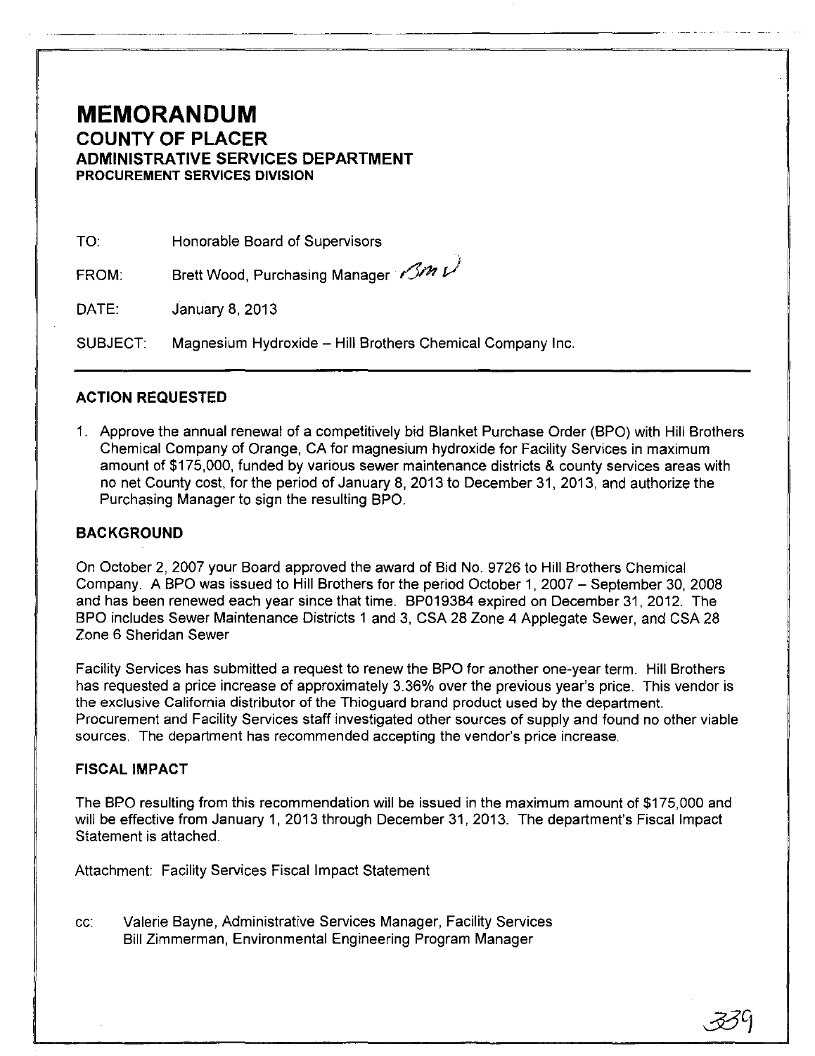# MEMORANDUM

## COUNTY OF PLACER

### ADMINISTRATIVE SERVICES DEPARTMENT

**PROCUREMENT SERVICES DIVISION**

TO: Honorable Board of Supervisors

FROM: Brett Wood, Purchasing Manager

DATE: January 8, 2013

SUBJECT: Magnesium Hydroxide – Hill Brothers Chemical Company Inc.

---

### ACTION REQUESTED

1. Approve the annual renewal of a competitively bid Blanket Purchase Order (BPO) with Hill Brothers Chemical Company of Orange, CA for magnesium hydroxide for Facility Services in maximum amount of $175,000, funded by various sewer maintenance districts & county services areas with no net County cost, for the period of January 8, 2013 to December 31, 2013, and authorize the Purchasing Manager to sign the resulting BPO.

### BACKGROUND

On October 2, 2007 your Board approved the award of Bid No. 9726 to Hill Brothers Chemical Company. A BPO was issued to Hill Brothers for the period October 1, 2007 – September 30, 2008 and has been renewed each year since that time. BP019384 expired on December 31, 2012. The BPO includes Sewer Maintenance Districts 1 and 3, CSA 28 Zone 4 Applegate Sewer, and CSA 28 Zone 6 Sheridan Sewer

Facility Services has submitted a request to renew the BPO for another one-year term. Hill Brothers has requested a price increase of approximately 3.36% over the previous year's price. This vendor is the exclusive California distributor of the Thioguard brand product used by the department. Procurement and Facility Services staff investigated other sources of supply and found no other viable sources. The department has recommended accepting the vendor's price increase.

### FISCAL IMPACT

The BPO resulting from this recommendation will be issued in the maximum amount of $175,000 and will be effective from January 1, 2013 through December 31, 2013. The department's Fiscal Impact Statement is attached.

Attachment: Facility Services Fiscal Impact Statement

cc: Valerie Bayne, Administrative Services Manager, Facility Services
Bill Zimmerman, Environmental Engineering Program Manager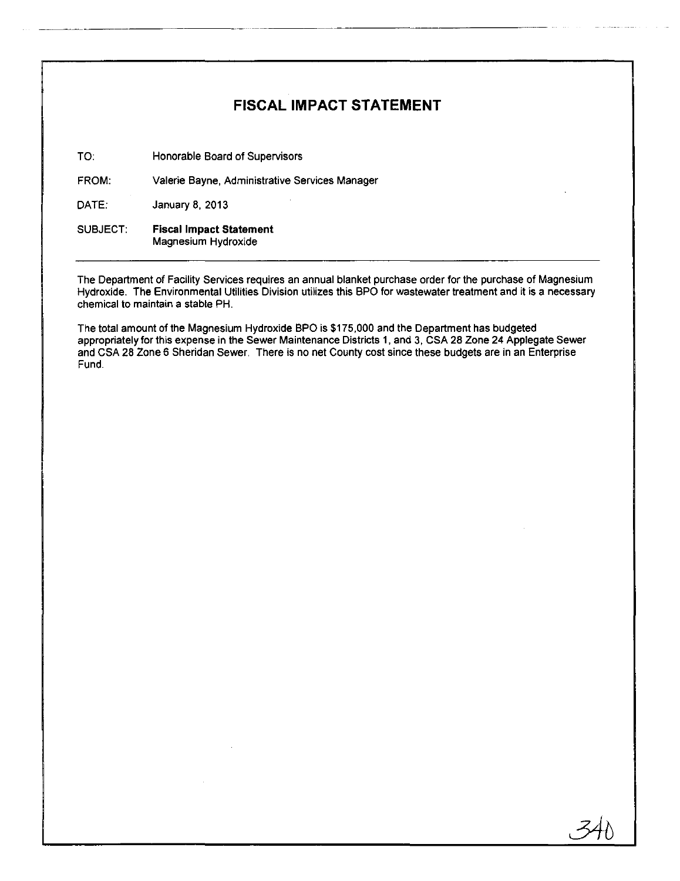# FISCAL IMPACT STATEMENT

TO: Honorable Board of Supervisors

FROM: Valerie Bayne, Administrative Services Manager

DATE: January 8, 2013

SUBJECT: **Fiscal Impact Statement**
Magnesium Hydroxide

The Department of Facility Services requires an annual blanket purchase order for the purchase of Magnesium Hydroxide. The Environmental Utilities Division utilizes this BPO for wastewater treatment and it is a necessary chemical to maintain a stable PH.

The total amount of the Magnesium Hydroxide BPO is $175,000 and the Department has budgeted appropriately for this expense in the Sewer Maintenance Districts 1, and 3, CSA 28 Zone 24 Applegate Sewer and CSA 28 Zone 6 Sheridan Sewer. There is no net County cost since these budgets are in an Enterprise Fund.